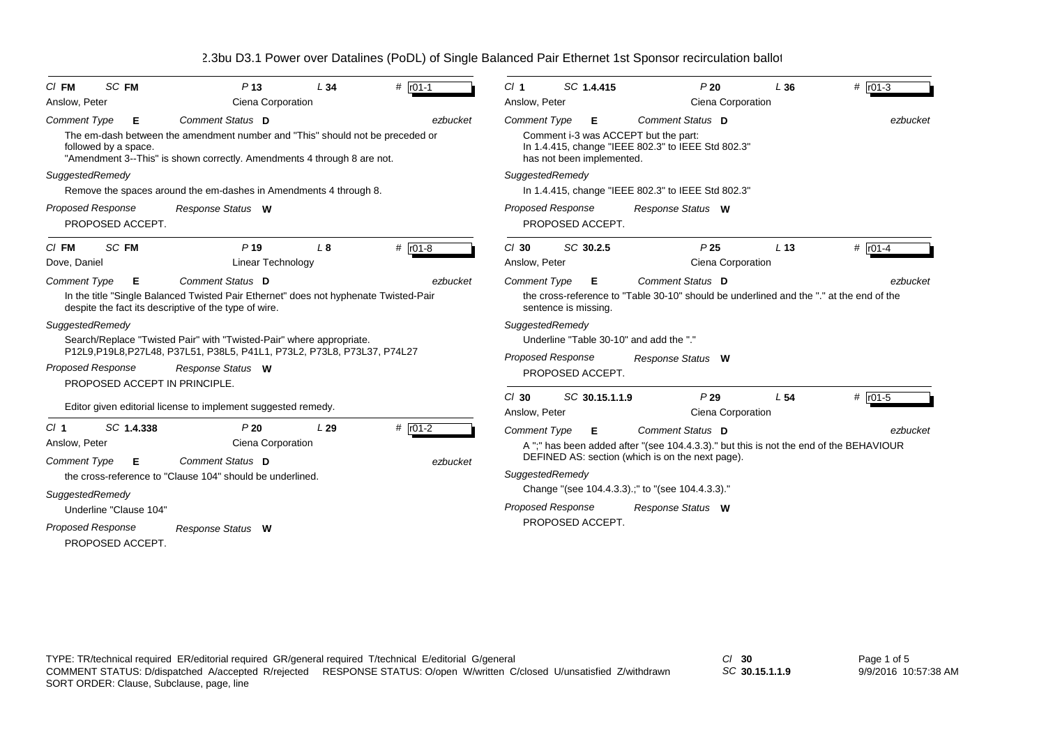# 802.3bu D3.1 Power over Datalines (PoDL) of Single Balanced Pair Ethernet 1st Sponsor recirculation ballot

**Cl** FM **SC** FM **P** 13 **L** 34 **#** r01-1

Anslow, Peter — Ciena Corporation

*Comment Type* **E** *Comment Status* **D** — ezbucket

The em-dash between the amendment number and "This" should not be preceded or followed by a space.
"Amendment 3--This" is shown correctly. Amendments 4 through 8 are not.

*SuggestedRemedy*

Remove the spaces around the em-dashes in Amendments 4 through 8.

*Proposed Response* *Response Status* **W**

PROPOSED ACCEPT.

---

**Cl** FM **SC** FM **P** 19 **L** 8 **#** r01-8

Dove, Daniel — Linear Technology

*Comment Type* **E** *Comment Status* **D** — ezbucket

In the title "Single Balanced Twisted Pair Ethernet" does not hyphenate Twisted-Pair despite the fact its descriptive of the type of wire.

*SuggestedRemedy*

Search/Replace "Twisted Pair" with "Twisted-Pair" where appropriate.
P12L9,P19L8,P27L48, P37L51, P38L5, P41L1, P73L2, P73L8, P73L37, P74L27

*Proposed Response* *Response Status* **W**

PROPOSED ACCEPT IN PRINCIPLE.

Editor given editorial license to implement suggested remedy.

---

**Cl** 1 **SC** 1.4.338 **P** 20 **L** 29 **#** r01-2

Anslow, Peter — Ciena Corporation

*Comment Type* **E** *Comment Status* **D** — ezbucket

the cross-reference to "Clause 104" should be underlined.

*SuggestedRemedy*

Underline "Clause 104"

*Proposed Response* *Response Status* **W**

PROPOSED ACCEPT.

---

**Cl** 1 **SC** 1.4.415 **P** 20 **L** 36 **#** r01-3

Anslow, Peter — Ciena Corporation

*Comment Type* **E** *Comment Status* **D** — ezbucket

Comment i-3 was ACCEPT but the part:
In 1.4.415, change "IEEE 802.3" to IEEE Std 802.3"
has not been implemented.

*SuggestedRemedy*

In 1.4.415, change "IEEE 802.3" to IEEE Std 802.3"

*Proposed Response* *Response Status* **W**

PROPOSED ACCEPT.

---

**Cl** 30 **SC** 30.2.5 **P** 25 **L** 13 **#** r01-4

Anslow, Peter — Ciena Corporation

*Comment Type* **E** *Comment Status* **D** — ezbucket

the cross-reference to "Table 30-10" should be underlined and the "." at the end of the sentence is missing.

*SuggestedRemedy*

Underline "Table 30-10" and add the "."

*Proposed Response* *Response Status* **W**

PROPOSED ACCEPT.

---

**Cl** 30 **SC** 30.15.1.1.9 **P** 29 **L** 54 **#** r01-5

Anslow, Peter — Ciena Corporation

*Comment Type* **E** *Comment Status* **D** — ezbucket

A ";" has been added after "(see 104.4.3.3)." but this is not the end of the BEHAVIOUR DEFINED AS: section (which is on the next page).

*SuggestedRemedy*

Change "(see 104.4.3.3).;" to "(see 104.4.3.3)."

*Proposed Response* *Response Status* **W**

PROPOSED ACCEPT.

---

TYPE: TR/technical required ER/editorial required GR/general required T/technical E/editorial G/general
COMMENT STATUS: D/dispatched A/accepted R/rejected RESPONSE STATUS: O/open W/written C/closed U/unsatisfied Z/withdrawn
SORT ORDER: Clause, Subclause, page, line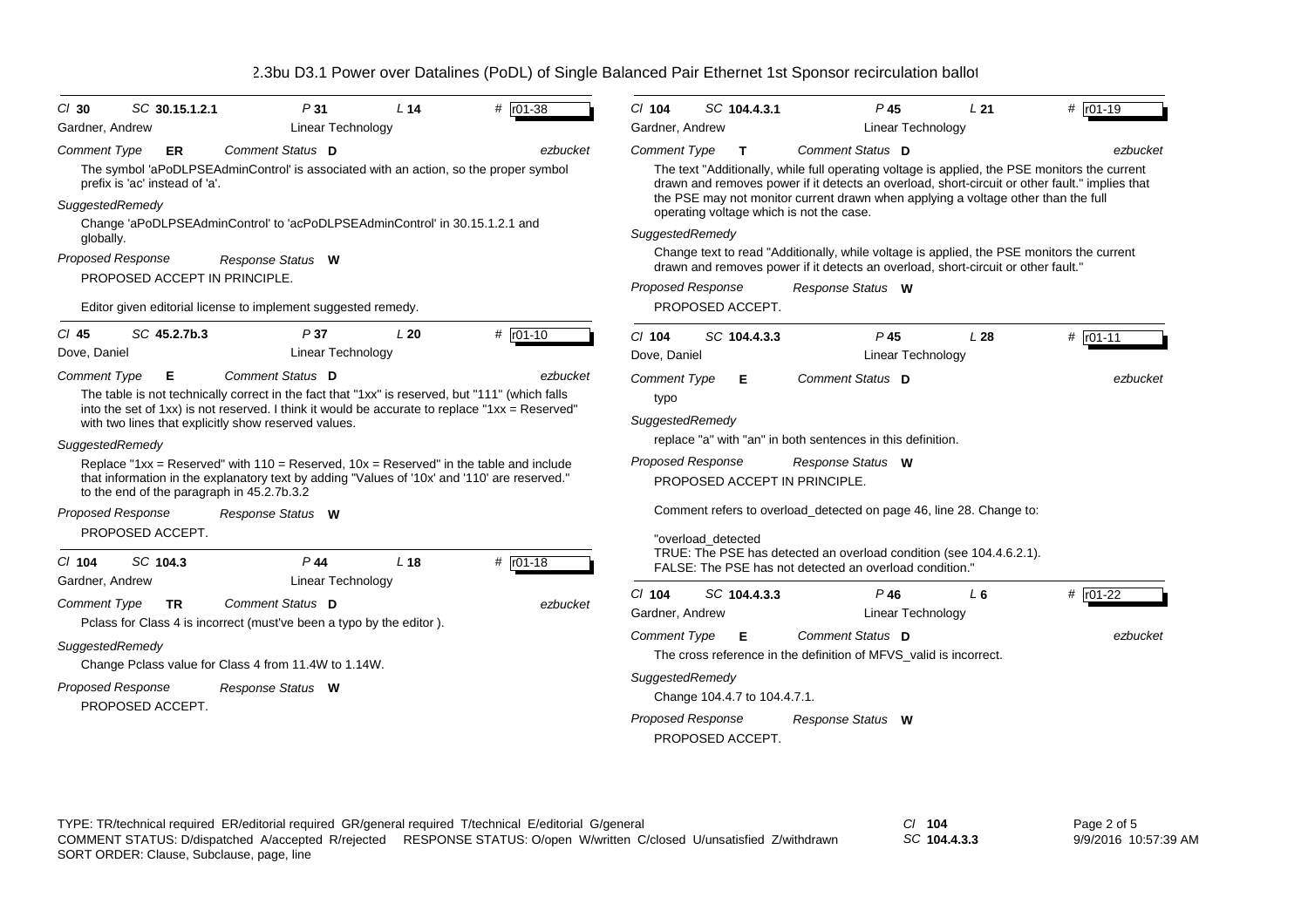## 802.3bu D3.1 Power over Datalines (PoDL) of Single Balanced Pair Ethernet 1st Sponsor recirculation ballot

---

**Cl** 30 **SC** 30.15.1.2.1 **P** 31 **L** 14 **#** r01-38

Gardner, Andrew — Linear Technology

**Comment Type** ER **Comment Status** D — ezbucket

The symbol 'aPoDLPSEAdminControl' is associated with an action, so the proper symbol prefix is 'ac' instead of 'a'.

*SuggestedRemedy*

Change 'aPoDLPSEAdminControl' to 'acPoDLPSEAdminControl' in 30.15.1.2.1 and globally.

*Proposed Response* — *Response Status* W

PROPOSED ACCEPT IN PRINCIPLE.

Editor given editorial license to implement suggested remedy.

---

**Cl** 45 **SC** 45.2.7b.3 **P** 37 **L** 20 **#** r01-10

Dove, Daniel — Linear Technology

**Comment Type** E **Comment Status** D — ezbucket

The table is not technically correct in the fact that "1xx" is reserved, but "111" (which falls into the set of 1xx) is not reserved. I think it would be accurate to replace "1xx = Reserved" with two lines that explicitly show reserved values.

*SuggestedRemedy*

Replace "1xx = Reserved" with 110 = Reserved, 10x = Reserved" in the table and include that information in the explanatory text by adding "Values of '10x' and '110' are reserved." to the end of the paragraph in 45.2.7b.3.2

*Proposed Response* — *Response Status* W

PROPOSED ACCEPT.

---

**Cl** 104 **SC** 104.3 **P** 44 **L** 18 **#** r01-18

Gardner, Andrew — Linear Technology

**Comment Type** TR **Comment Status** D — ezbucket

Pclass for Class 4 is incorrect (must've been a typo by the editor ).

*SuggestedRemedy*

Change Pclass value for Class 4 from 11.4W to 1.14W.

*Proposed Response* — *Response Status* W

PROPOSED ACCEPT.

---

**Cl** 104 **SC** 104.4.3.1 **P** 45 **L** 21 **#** r01-19

Gardner, Andrew — Linear Technology

**Comment Type** T **Comment Status** D — ezbucket

The text "Additionally, while full operating voltage is applied, the PSE monitors the current drawn and removes power if it detects an overload, short-circuit or other fault." implies that the PSE may not monitor current drawn when applying a voltage other than the full operating voltage which is not the case.

*SuggestedRemedy*

Change text to read "Additionally, while voltage is applied, the PSE monitors the current drawn and removes power if it detects an overload, short-circuit or other fault."

*Proposed Response* — *Response Status* W

PROPOSED ACCEPT.

---

**Cl** 104 **SC** 104.4.3.3 **P** 45 **L** 28 **#** r01-11

Dove, Daniel — Linear Technology

**Comment Type** E **Comment Status** D — ezbucket

typo

*SuggestedRemedy*

replace "a" with "an" in both sentences in this definition.

*Proposed Response* — *Response Status* W

PROPOSED ACCEPT IN PRINCIPLE.

Comment refers to overload_detected on page 46, line 28. Change to:

"overload_detected
TRUE: The PSE has detected an overload condition (see 104.4.6.2.1).
FALSE: The PSE has not detected an overload condition."

---

**Cl** 104 **SC** 104.4.3.3 **P** 46 **L** 6 **#** r01-22

Gardner, Andrew — Linear Technology

**Comment Type** E **Comment Status** D — ezbucket

The cross reference in the definition of MFVS_valid is incorrect.

*SuggestedRemedy*

Change 104.4.7 to 104.4.7.1.

*Proposed Response* — *Response Status* W

PROPOSED ACCEPT.

---

TYPE: TR/technical required ER/editorial required GR/general required T/technical E/editorial G/general
COMMENT STATUS: D/dispatched A/accepted R/rejected RESPONSE STATUS: O/open W/written C/closed U/unsatisfied Z/withdrawn
SORT ORDER: Clause, Subclause, page, line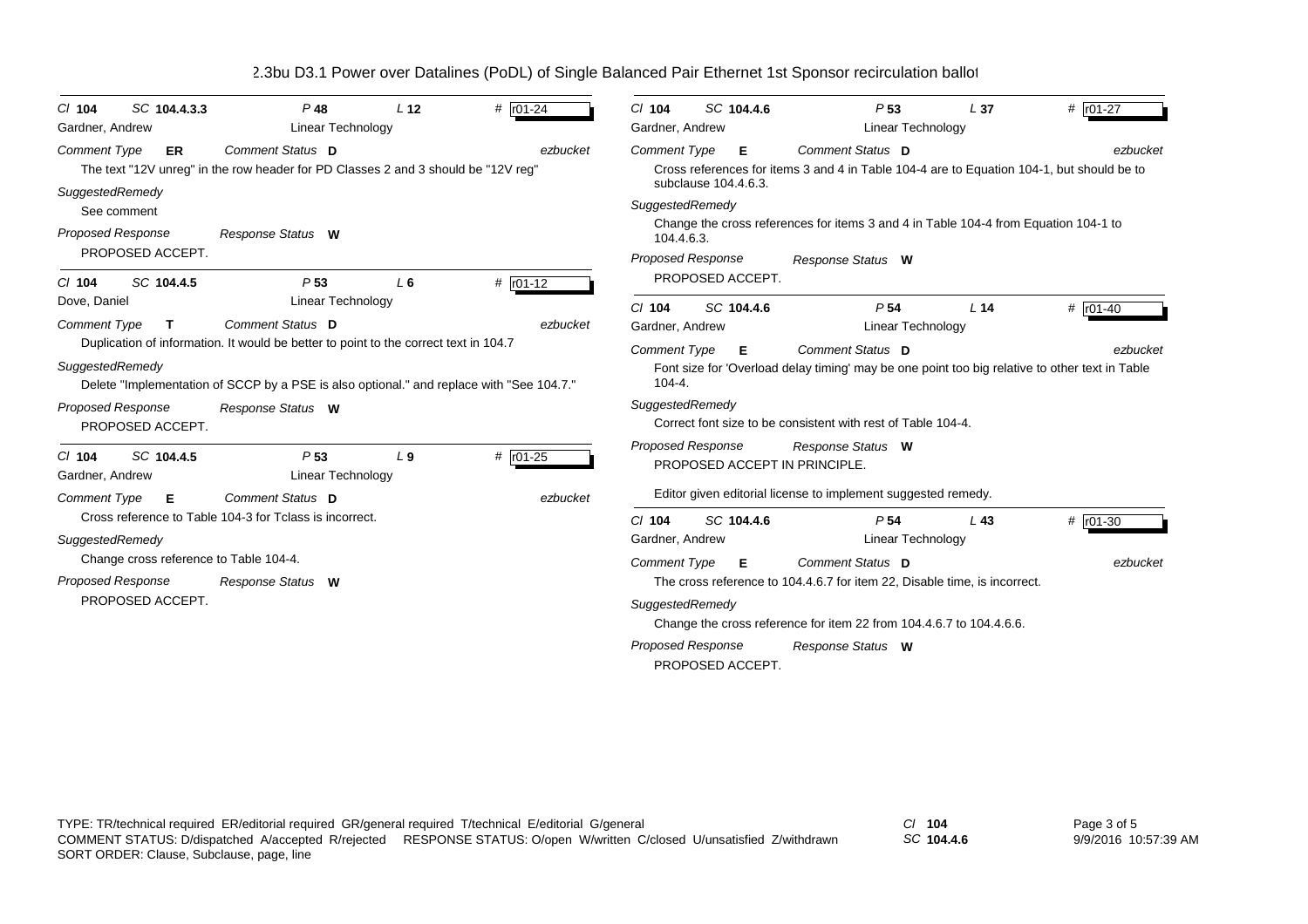| Cl 104 | SC 104.4.3.3 | P 48 | L 12 | # r01-24 |
|---|---|---|---|---|
| Gardner, Andrew | | Linear Technology | | |

*Comment Type* **ER** *Comment Status* **D** *ezbucket*

The text "12V unreg" in the row header for PD Classes 2 and 3 should be "12V reg"

*SuggestedRemedy*

See comment

*Proposed Response* *Response Status* **W**

PROPOSED ACCEPT.

---

| Cl 104 | SC 104.4.5 | P 53 | L 6 | # r01-12 |
|---|---|---|---|---|
| Dove, Daniel | | Linear Technology | | |

*Comment Type* **T** *Comment Status* **D** *ezbucket*

Duplication of information. It would be better to point to the correct text in 104.7

*SuggestedRemedy*

Delete "Implementation of SCCP by a PSE is also optional." and replace with "See 104.7."

*Proposed Response* *Response Status* **W**

PROPOSED ACCEPT.

---

| Cl 104 | SC 104.4.5 | P 53 | L 9 | # r01-25 |
|---|---|---|---|---|
| Gardner, Andrew | | Linear Technology | | |

*Comment Type* **E** *Comment Status* **D** *ezbucket*

Cross reference to Table 104-3 for Tclass is incorrect.

*SuggestedRemedy*

Change cross reference to Table 104-4.

*Proposed Response* *Response Status* **W**

PROPOSED ACCEPT.

---

| Cl 104 | SC 104.4.6 | P 53 | L 37 | # r01-27 |
|---|---|---|---|---|
| Gardner, Andrew | | Linear Technology | | |

*Comment Type* **E** *Comment Status* **D** *ezbucket*

Cross references for items 3 and 4 in Table 104-4 are to Equation 104-1, but should be to subclause 104.4.6.3.

*SuggestedRemedy*

Change the cross references for items 3 and 4 in Table 104-4 from Equation 104-1 to 104.4.6.3.

*Proposed Response* *Response Status* **W**

PROPOSED ACCEPT.

---

| Cl 104 | SC 104.4.6 | P 54 | L 14 | # r01-40 |
|---|---|---|---|---|
| Gardner, Andrew | | Linear Technology | | |

*Comment Type* **E** *Comment Status* **D** *ezbucket*

Font size for 'Overload delay timing' may be one point too big relative to other text in Table 104-4.

*SuggestedRemedy*

Correct font size to be consistent with rest of Table 104-4.

*Proposed Response* *Response Status* **W**

PROPOSED ACCEPT IN PRINCIPLE.

Editor given editorial license to implement suggested remedy.

---

| Cl 104 | SC 104.4.6 | P 54 | L 43 | # r01-30 |
|---|---|---|---|---|
| Gardner, Andrew | | Linear Technology | | |

*Comment Type* **E** *Comment Status* **D** *ezbucket*

The cross reference to 104.4.6.7 for item 22, Disable time, is incorrect.

*SuggestedRemedy*

Change the cross reference for item 22 from 104.4.6.7 to 104.4.6.6.

*Proposed Response* *Response Status* **W**

PROPOSED ACCEPT.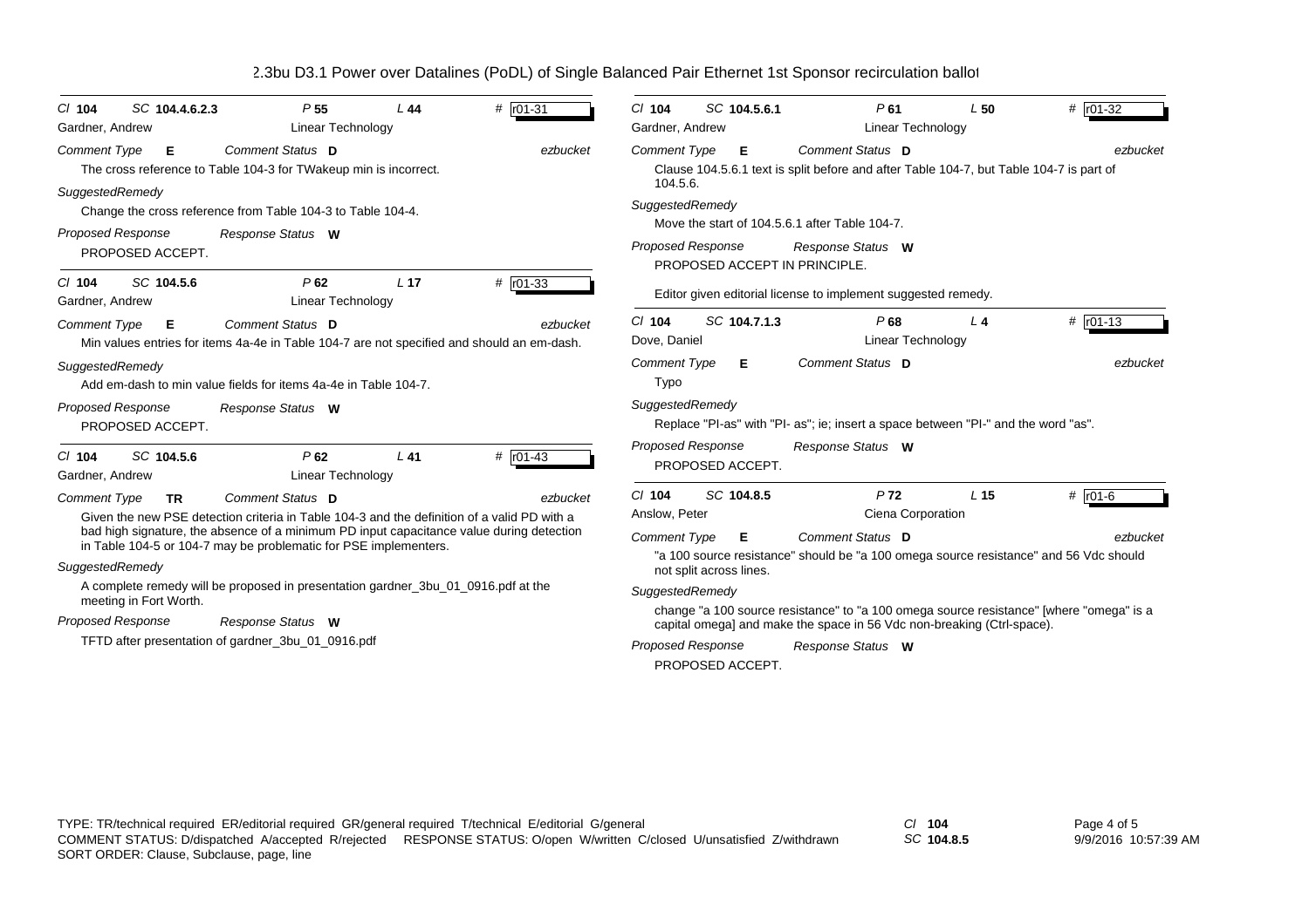| Cl 104 | SC 104.4.6.2.3 | P 55 | L 44 | # r01-31 |
|---|---|---|---|---|

Gardner, Andrew — Linear Technology

*Comment Type* **E** *Comment Status* **D** *ezbucket*

The cross reference to Table 104-3 for TWakeup min is incorrect.

*SuggestedRemedy*

Change the cross reference from Table 104-3 to Table 104-4.

*Proposed Response* *Response Status* **W**

PROPOSED ACCEPT.

---

| Cl 104 | SC 104.5.6 | P 62 | L 17 | # r01-33 |
|---|---|---|---|---|

Gardner, Andrew — Linear Technology

*Comment Type* **E** *Comment Status* **D** *ezbucket*

Min values entries for items 4a-4e in Table 104-7 are not specified and should an em-dash.

*SuggestedRemedy*

Add em-dash to min value fields for items 4a-4e in Table 104-7.

*Proposed Response* *Response Status* **W**

PROPOSED ACCEPT.

---

| Cl 104 | SC 104.5.6 | P 62 | L 41 | # r01-43 |
|---|---|---|---|---|

Gardner, Andrew — Linear Technology

*Comment Type* **TR** *Comment Status* **D** *ezbucket*

Given the new PSE detection criteria in Table 104-3 and the definition of a valid PD with a bad high signature, the absence of a minimum PD input capacitance value during detection in Table 104-5 or 104-7 may be problematic for PSE implementers.

*SuggestedRemedy*

A complete remedy will be proposed in presentation gardner_3bu_01_0916.pdf at the meeting in Fort Worth.

*Proposed Response* *Response Status* **W**

TFTD after presentation of gardner_3bu_01_0916.pdf

---

| Cl 104 | SC 104.5.6.1 | P 61 | L 50 | # r01-32 |
|---|---|---|---|---|

Gardner, Andrew — Linear Technology

*Comment Type* **E** *Comment Status* **D** *ezbucket*

Clause 104.5.6.1 text is split before and after Table 104-7, but Table 104-7 is part of 104.5.6.

*SuggestedRemedy*

Move the start of 104.5.6.1 after Table 104-7.

*Proposed Response* *Response Status* **W**

PROPOSED ACCEPT IN PRINCIPLE.

Editor given editorial license to implement suggested remedy.

---

| Cl 104 | SC 104.7.1.3 | P 68 | L 4 | # r01-13 |
|---|---|---|---|---|

Dove, Daniel — Linear Technology

*Comment Type* **E** *Comment Status* **D** *ezbucket*

Typo

*SuggestedRemedy*

Replace "PI-as" with "PI- as"; ie; insert a space between "PI-" and the word "as".

*Proposed Response* *Response Status* **W**

PROPOSED ACCEPT.

---

| Cl 104 | SC 104.8.5 | P 72 | L 15 | # r01-6 |
|---|---|---|---|---|

Anslow, Peter — Ciena Corporation

*Comment Type* **E** *Comment Status* **D** *ezbucket*

"a 100 source resistance" should be "a 100 omega source resistance" and 56 Vdc should not split across lines.

*SuggestedRemedy*

change "a 100 source resistance" to "a 100 omega source resistance" [where "omega" is a capital omega] and make the space in 56 Vdc non-breaking (Ctrl-space).

*Proposed Response* *Response Status* **W**

PROPOSED ACCEPT.

---

TYPE: TR/technical required ER/editorial required GR/general required T/technical E/editorial G/general
COMMENT STATUS: D/dispatched A/accepted R/rejected RESPONSE STATUS: O/open W/written C/closed U/unsatisfied Z/withdrawn
SORT ORDER: Clause, Subclause, page, line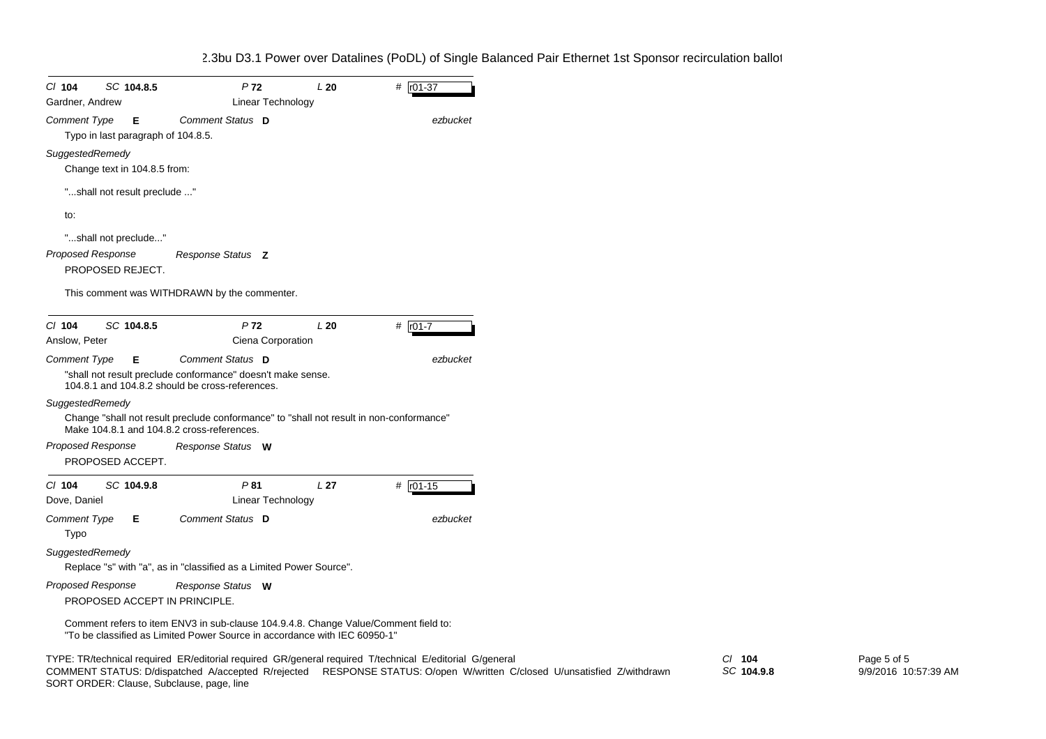| | | | | |
|---|---|---|---|---|
| *Cl* **104** | *SC* **104.8.5** | *P* **72** | *L* **20** | # r01-37 |

Gardner, Andrew — Linear Technology

*Comment Type* **E** *Comment Status* **D** *ezbucket*

Typo in last paragraph of 104.8.5.

*SuggestedRemedy*

Change text in 104.8.5 from:

"...shall not result preclude ..."

to:

"...shall not preclude..."

*Proposed Response* *Response Status* **Z**

PROPOSED REJECT.

This comment was WITHDRAWN by the commenter.

---

| | | | | |
|---|---|---|---|---|
| *Cl* **104** | *SC* **104.8.5** | *P* **72** | *L* **20** | # r01-7 |

Anslow, Peter — Ciena Corporation

*Comment Type* **E** *Comment Status* **D** *ezbucket*

"shall not result preclude conformance" doesn't make sense.
104.8.1 and 104.8.2 should be cross-references.

*SuggestedRemedy*

Change "shall not result preclude conformance" to "shall not result in non-conformance"
Make 104.8.1 and 104.8.2 cross-references.

*Proposed Response* *Response Status* **W**

PROPOSED ACCEPT.

---

| | | | | |
|---|---|---|---|---|
| *Cl* **104** | *SC* **104.9.8** | *P* **81** | *L* **27** | # r01-15 |

Dove, Daniel — Linear Technology

*Comment Type* **E** *Comment Status* **D** *ezbucket*

Typo

*SuggestedRemedy*

Replace "s" with "a", as in "classified as a Limited Power Source".

*Proposed Response* *Response Status* **W**

PROPOSED ACCEPT IN PRINCIPLE.

Comment refers to item ENV3 in sub-clause 104.9.4.8. Change Value/Comment field to:
"To be classified as Limited Power Source in accordance with IEC 60950-1"

TYPE: TR/technical required ER/editorial required GR/general required T/technical E/editorial G/general
COMMENT STATUS: D/dispatched A/accepted R/rejected RESPONSE STATUS: O/open W/written C/closed U/unsatisfied Z/withdrawn
SORT ORDER: Clause, Subclause, page, line